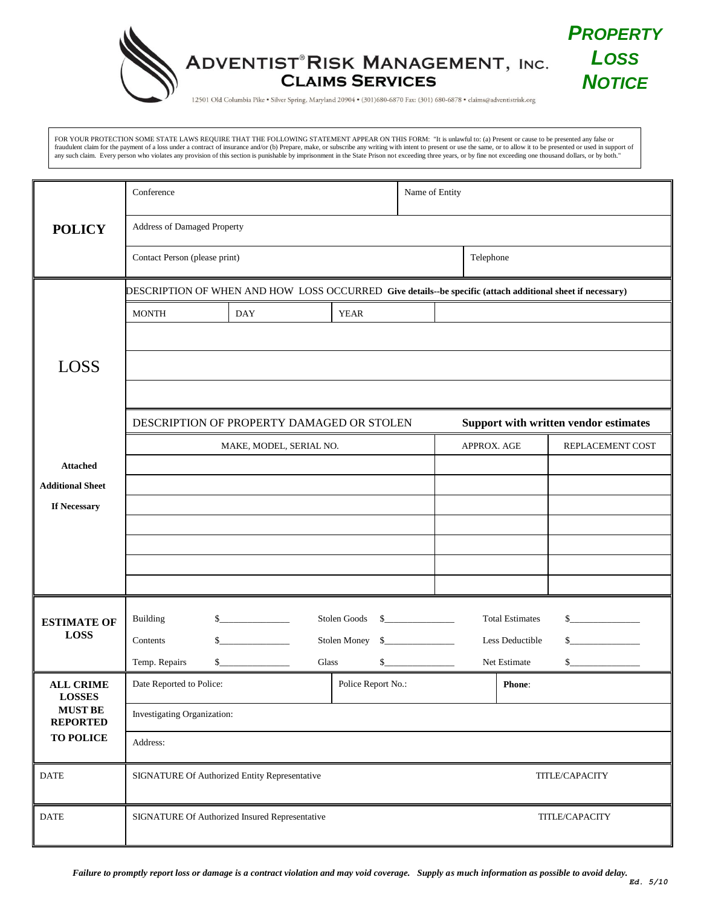# ADVENTIST® RISK MANAGEMENT, INC.
## CLAIMS SERVICES

12501 Old Columbia Pike • Silver Spring, Maryland 20904 • (301)680-6870 Fax: (301) 680-6878 • claims@adventistrisk.org

# *PROPERTY LOSS NOTICE*

FOR YOUR PROTECTION SOME STATE LAWS REQUIRE THAT THE FOLLOWING STATEMENT APPEAR ON THIS FORM: "It is unlawful to: (a) Present or cause to be presented any false or fraudulent claim for the payment of a loss under a contract of insurance and/or (b) Prepare, make, or subscribe any writing with intent to present or use the same, or to allow it to be presented or used in support of any such claim. Every person who violates any provision of this section is punishable by imprisonment in the State Prison not exceeding three years, or by fine not exceeding one thousand dollars, or by both."

| | | | | | |
|---|---|---|---|---|---|
| **POLICY** | Conference | | | Name of Entity | |
| | Address of Damaged Property | | | | |
| | Contact Person (please print) | | | Telephone | |
| **LOSS** | DESCRIPTION OF WHEN AND HOW LOSS OCCURRED **Give details--be specific (attach additional sheet if necessary)** | | | | |
| | MONTH | DAY | YEAR | | |
| | | | | | |
| | | | | | |
| | | | | | |
| | DESCRIPTION OF PROPERTY DAMAGED OR STOLEN | | | **Support with written vendor estimates** | |
| | MAKE, MODEL, SERIAL NO. | | | APPROX. AGE | REPLACEMENT COST |
| **Attached** | | | | | |
| **Additional Sheet** | | | | | |
| **If Necessary** | | | | | |
| | | | | | |
| | | | | | |
| | | | | | |
| | | | | | |

| | | | |
|---|---|---|---|
| **ESTIMATE OF LOSS** | Building $_______________ | Stolen Goods $_______________ | Total Estimates $_______________ |
| | Contents $_______________ | Stolen Money $_______________ | Less Deductible $_______________ |
| | Temp. Repairs $_______________ | Glass $_______________ | Net Estimate $_______________ |
| **ALL CRIME LOSSES MUST BE REPORTED TO POLICE** | Date Reported to Police: | Police Report No.: | **Phone**: |
| | Investigating Organization: | | |
| | Address: | | |

| | | |
|---|---|---|
| DATE | SIGNATURE Of Authorized Entity Representative | TITLE/CAPACITY |
| DATE | SIGNATURE Of Authorized Insured Representative | TITLE/CAPACITY |

***Failure to promptly report loss or damage is a contract violation and may void coverage. Supply as much information as possible to avoid delay.***

*Ed. 5/10*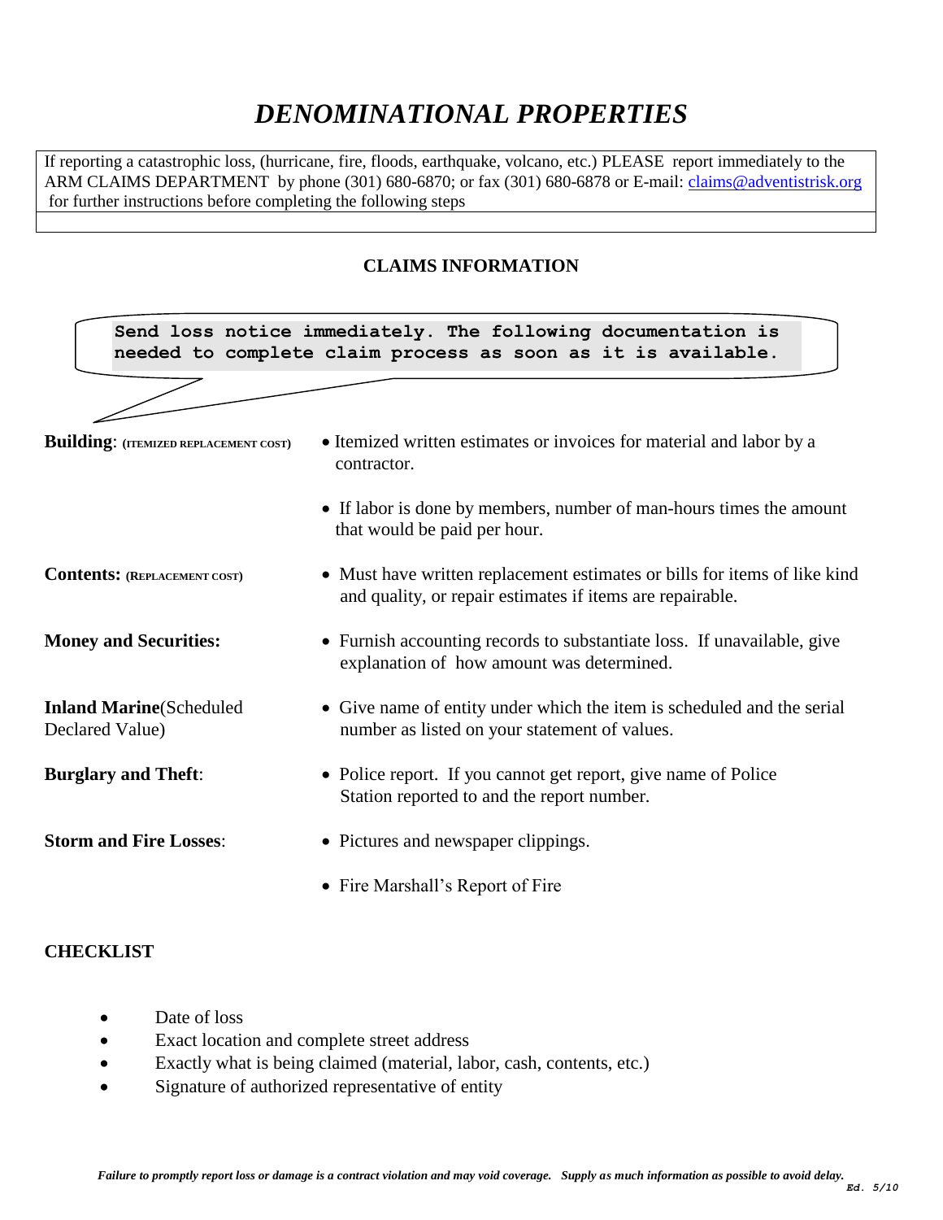# *DENOMINATIONAL PROPERTIES*

If reporting a catastrophic loss, (hurricane, fire, floods, earthquake, volcano, etc.) PLEASE report immediately to the ARM CLAIMS DEPARTMENT by phone (301) 680-6870; or fax (301) 680-6878 or E-mail: claims@adventistrisk.org for further instructions before completing the following steps

## CLAIMS INFORMATION

**Send loss notice immediately. The following documentation is needed to complete claim process as soon as it is available.**

**Building**: **(ITEMIZED REPLACEMENT COST)**
- Itemized written estimates or invoices for material and labor by a contractor.
- If labor is done by members, number of man-hours times the amount that would be paid per hour.

**Contents: (REPLACEMENT COST)**
- Must have written replacement estimates or bills for items of like kind and quality, or repair estimates if items are repairable.

**Money and Securities:**
- Furnish accounting records to substantiate loss. If unavailable, give explanation of how amount was determined.

**Inland Marine**(Scheduled Declared Value)
- Give name of entity under which the item is scheduled and the serial number as listed on your statement of values.

**Burglary and Theft**:
- Police report. If you cannot get report, give name of Police Station reported to and the report number.

**Storm and Fire Losses**:
- Pictures and newspaper clippings.
- Fire Marshall's Report of Fire

## CHECKLIST

- Date of loss
- Exact location and complete street address
- Exactly what is being claimed (material, labor, cash, contents, etc.)
- Signature of authorized representative of entity

***Failure to promptly report loss or damage is a contract violation and may void coverage. Supply as much information as possible to avoid delay.***

*Ed. 5/10*